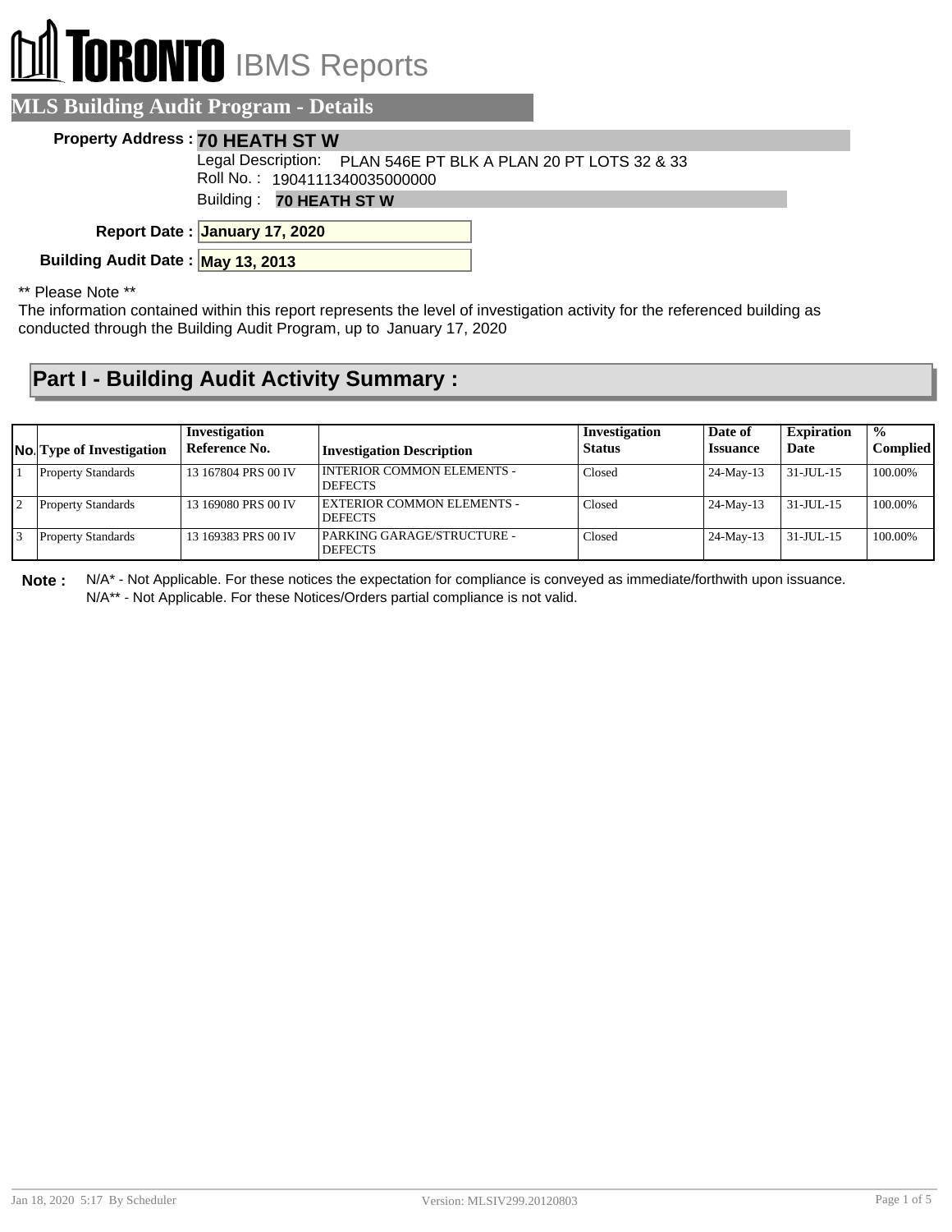# TORONTO IBMS Reports

## MLS Building Audit Program - Details

**Property Address :** **70 HEATH ST W**

Legal Description: PLAN 546E PT BLK A PLAN 20 PT LOTS 32 & 33

Roll No. : 1904111340035000000

Building : **70 HEATH ST W**

**Report Date :** **January 17, 2020**

**Building Audit Date :** **May 13, 2013**

** Please Note **

The information contained within this report represents the level of investigation activity for the referenced building as conducted through the Building Audit Program, up to January 17, 2020

## Part I - Building Audit Activity Summary :

| No. | Type of Investigation | Investigation Reference No. | Investigation Description | Investigation Status | Date of Issuance | Expiration Date | % Complied |
|---|---|---|---|---|---|---|---|
| 1 | Property Standards | 13 167804 PRS 00 IV | INTERIOR COMMON ELEMENTS - DEFECTS | Closed | 24-May-13 | 31-JUL-15 | 100.00% |
| 2 | Property Standards | 13 169080 PRS 00 IV | EXTERIOR COMMON ELEMENTS - DEFECTS | Closed | 24-May-13 | 31-JUL-15 | 100.00% |
| 3 | Property Standards | 13 169383 PRS 00 IV | PARKING GARAGE/STRUCTURE - DEFECTS | Closed | 24-May-13 | 31-JUL-15 | 100.00% |

**Note :** N/A* - Not Applicable. For these notices the expectation for compliance is conveyed as immediate/forthwith upon issuance.
N/A** - Not Applicable. For these Notices/Orders partial compliance is not valid.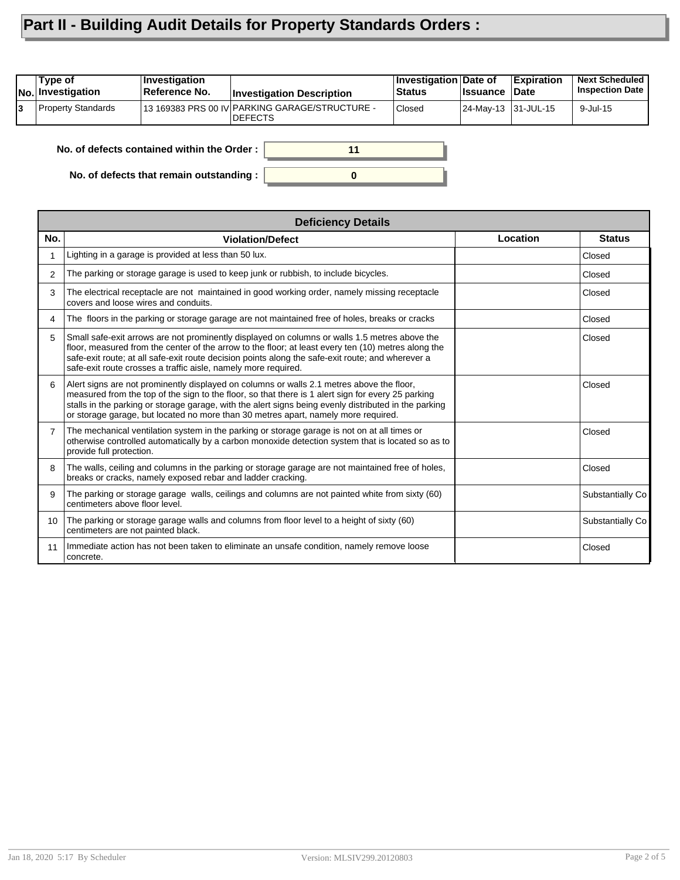# Part II - Building Audit Details for Property Standards Orders :

| No. | Type of Investigation | Investigation Reference No. | Investigation Description | Investigation Status | Date of Issuance | Expiration Date | Next Scheduled Inspection Date |
|---|---|---|---|---|---|---|---|
| 3 | Property Standards | 13 169383 PRS 00 IV | PARKING GARAGE/STRUCTURE - DEFECTS | Closed | 24-May-13 | 31-JUL-15 | 9-Jul-15 |

**No. of defects contained within the Order :** 11

**No. of defects that remain outstanding :** 0

**Deficiency Details**

| No. | Violation/Defect | Location | Status |
|---|---|---|---|
| 1 | Lighting in a garage is provided at less than 50 lux. | | Closed |
| 2 | The parking or storage garage is used to keep junk or rubbish, to include bicycles. | | Closed |
| 3 | The electrical receptacle are not maintained in good working order, namely missing receptacle covers and loose wires and conduits. | | Closed |
| 4 | The floors in the parking or storage garage are not maintained free of holes, breaks or cracks | | Closed |
| 5 | Small safe-exit arrows are not prominently displayed on columns or walls 1.5 metres above the floor, measured from the center of the arrow to the floor; at least every ten (10) metres along the safe-exit route; at all safe-exit route decision points along the safe-exit route; and wherever a safe-exit route crosses a traffic aisle, namely more required. | | Closed |
| 6 | Alert signs are not prominently displayed on columns or walls 2.1 metres above the floor, measured from the top of the sign to the floor, so that there is 1 alert sign for every 25 parking stalls in the parking or storage garage, with the alert signs being evenly distributed in the parking or storage garage, but located no more than 30 metres apart, namely more required. | | Closed |
| 7 | The mechanical ventilation system in the parking or storage garage is not on at all times or otherwise controlled automatically by a carbon monoxide detection system that is located so as to provide full protection. | | Closed |
| 8 | The walls, ceiling and columns in the parking or storage garage are not maintained free of holes, breaks or cracks, namely exposed rebar and ladder cracking. | | Closed |
| 9 | The parking or storage garage walls, ceilings and columns are not painted white from sixty (60) centimeters above floor level. | | Substantially Co |
| 10 | The parking or storage garage walls and columns from floor level to a height of sixty (60) centimeters are not painted black. | | Substantially Co |
| 11 | Immediate action has not been taken to eliminate an unsafe condition, namely remove loose concrete. | | Closed |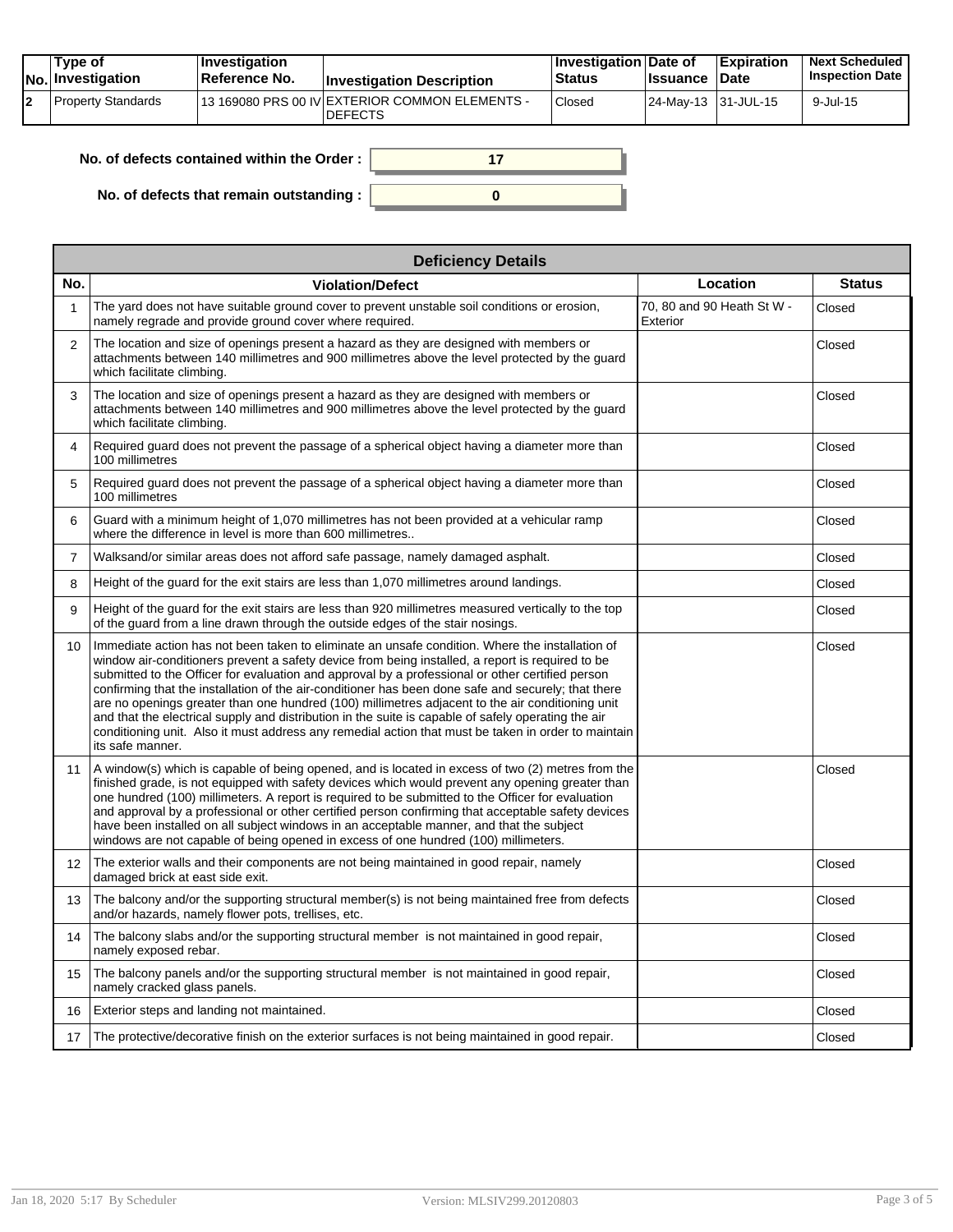| No. | Type of Investigation | Investigation Reference No. | Investigation Description | Investigation Status | Date of Issuance | Expiration Date | Next Scheduled Inspection Date |
|---|---|---|---|---|---|---|---|
| 2 | Property Standards | 13 169080 PRS 00 IV | EXTERIOR COMMON ELEMENTS - DEFECTS | Closed | 24-May-13 | 31-JUL-15 | 9-Jul-15 |

**No. of defects contained within the Order :** 17

**No. of defects that remain outstanding :** 0

| Deficiency Details | | | |
|---|---|---|---|
| **No.** | **Violation/Defect** | **Location** | **Status** |
| 1 | The yard does not have suitable ground cover to prevent unstable soil conditions or erosion, namely regrade and provide ground cover where required. | 70, 80 and 90 Heath St W - Exterior | Closed |
| 2 | The location and size of openings present a hazard as they are designed with members or attachments between 140 millimetres and 900 millimetres above the level protected by the guard which facilitate climbing. | | Closed |
| 3 | The location and size of openings present a hazard as they are designed with members or attachments between 140 millimetres and 900 millimetres above the level protected by the guard which facilitate climbing. | | Closed |
| 4 | Required guard does not prevent the passage of a spherical object having a diameter more than 100 millimetres | | Closed |
| 5 | Required guard does not prevent the passage of a spherical object having a diameter more than 100 millimetres | | Closed |
| 6 | Guard with a minimum height of 1,070 millimetres has not been provided at a vehicular ramp where the difference in level is more than 600 millimetres.. | | Closed |
| 7 | Walksand/or similar areas does not afford safe passage, namely damaged asphalt. | | Closed |
| 8 | Height of the guard for the exit stairs are less than 1,070 millimetres around landings. | | Closed |
| 9 | Height of the guard for the exit stairs are less than 920 millimetres measured vertically to the top of the guard from a line drawn through the outside edges of the stair nosings. | | Closed |
| 10 | Immediate action has not been taken to eliminate an unsafe condition. Where the installation of window air-conditioners prevent a safety device from being installed, a report is required to be submitted to the Officer for evaluation and approval by a professional or other certified person confirming that the installation of the air-conditioner has been done safe and securely; that there are no openings greater than one hundred (100) millimetres adjacent to the air conditioning unit and that the electrical supply and distribution in the suite is capable of safely operating the air conditioning unit. Also it must address any remedial action that must be taken in order to maintain its safe manner. | | Closed |
| 11 | A window(s) which is capable of being opened, and is located in excess of two (2) metres from the finished grade, is not equipped with safety devices which would prevent any opening greater than one hundred (100) millimeters. A report is required to be submitted to the Officer for evaluation and approval by a professional or other certified person confirming that acceptable safety devices have been installed on all subject windows in an acceptable manner, and that the subject windows are not capable of being opened in excess of one hundred (100) millimeters. | | Closed |
| 12 | The exterior walls and their components are not being maintained in good repair, namely damaged brick at east side exit. | | Closed |
| 13 | The balcony and/or the supporting structural member(s) is not being maintained free from defects and/or hazards, namely flower pots, trellises, etc. | | Closed |
| 14 | The balcony slabs and/or the supporting structural member is not maintained in good repair, namely exposed rebar. | | Closed |
| 15 | The balcony panels and/or the supporting structural member is not maintained in good repair, namely cracked glass panels. | | Closed |
| 16 | Exterior steps and landing not maintained. | | Closed |
| 17 | The protective/decorative finish on the exterior surfaces is not being maintained in good repair. | | Closed |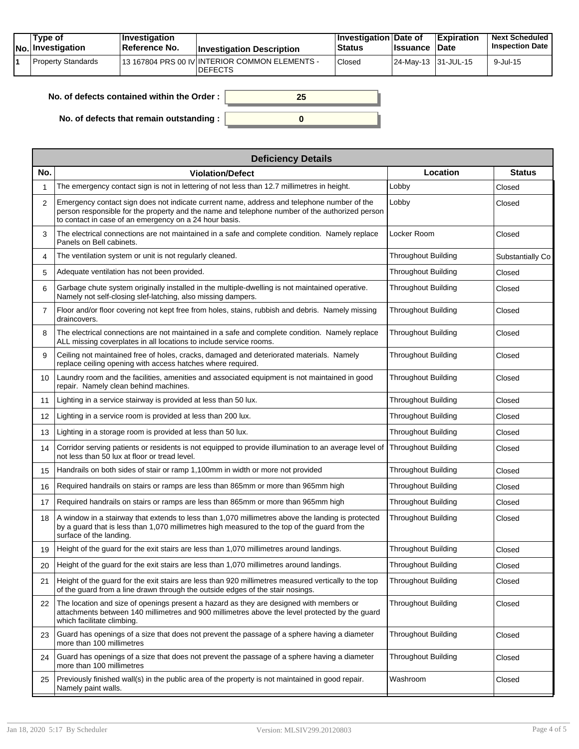| No. | Type of Investigation | Investigation Reference No. | Investigation Description | Investigation Status | Date of Issuance | Expiration Date | Next Scheduled Inspection Date |
|---|---|---|---|---|---|---|---|
| 1 | Property Standards | 13 167804 PRS 00 IV | INTERIOR COMMON ELEMENTS - DEFECTS | Closed | 24-May-13 | 31-JUL-15 | 9-Jul-15 |

**No. of defects contained within the Order :** 25

**No. of defects that remain outstanding :** 0

| Deficiency Details | | | |
|---|---|---|---|
| **No.** | **Violation/Defect** | **Location** | **Status** |
| 1 | The emergency contact sign is not in lettering of not less than 12.7 millimetres in height. | Lobby | Closed |
| 2 | Emergency contact sign does not indicate current name, address and telephone number of the person responsible for the property and the name and telephone number of the authorized person to contact in case of an emergency on a 24 hour basis. | Lobby | Closed |
| 3 | The electrical connections are not maintained in a safe and complete condition. Namely replace Panels on Bell cabinets. | Locker Room | Closed |
| 4 | The ventilation system or unit is not regularly cleaned. | Throughout Building | Substantially Co |
| 5 | Adequate ventilation has not been provided. | Throughout Building | Closed |
| 6 | Garbage chute system originally installed in the multiple-dwelling is not maintained operative. Namely not self-closing slef-latching, also missing dampers. | Throughout Building | Closed |
| 7 | Floor and/or floor covering not kept free from holes, stains, rubbish and debris. Namely missing draincovers. | Throughout Building | Closed |
| 8 | The electrical connections are not maintained in a safe and complete condition. Namely replace ALL missing coverplates in all locations to include service rooms. | Throughout Building | Closed |
| 9 | Ceiling not maintained free of holes, cracks, damaged and deteriorated materials. Namely replace ceiling opening with access hatches where required. | Throughout Building | Closed |
| 10 | Laundry room and the facilities, amenities and associated equipment is not maintained in good repair. Namely clean behind machines. | Throughout Building | Closed |
| 11 | Lighting in a service stairway is provided at less than 50 lux. | Throughout Building | Closed |
| 12 | Lighting in a service room is provided at less than 200 lux. | Throughout Building | Closed |
| 13 | Lighting in a storage room is provided at less than 50 lux. | Throughout Building | Closed |
| 14 | Corridor serving patients or residents is not equipped to provide illumination to an average level of not less than 50 lux at floor or tread level. | Throughout Building | Closed |
| 15 | Handrails on both sides of stair or ramp 1,100mm in width or more not provided | Throughout Building | Closed |
| 16 | Required handrails on stairs or ramps are less than 865mm or more than 965mm high | Throughout Building | Closed |
| 17 | Required handrails on stairs or ramps are less than 865mm or more than 965mm high | Throughout Building | Closed |
| 18 | A window in a stairway that extends to less than 1,070 millimetres above the landing is protected by a guard that is less than 1,070 millimetres high measured to the top of the guard from the surface of the landing. | Throughout Building | Closed |
| 19 | Height of the guard for the exit stairs are less than 1,070 millimetres around landings. | Throughout Building | Closed |
| 20 | Height of the guard for the exit stairs are less than 1,070 millimetres around landings. | Throughout Building | Closed |
| 21 | Height of the guard for the exit stairs are less than 920 millimetres measured vertically to the top of the guard from a line drawn through the outside edges of the stair nosings. | Throughout Building | Closed |
| 22 | The location and size of openings present a hazard as they are designed with members or attachments between 140 millimetres and 900 millimetres above the level protected by the guard which facilitate climbing. | Throughout Building | Closed |
| 23 | Guard has openings of a size that does not prevent the passage of a sphere having a diameter more than 100 millimetres | Throughout Building | Closed |
| 24 | Guard has openings of a size that does not prevent the passage of a sphere having a diameter more than 100 millimetres | Throughout Building | Closed |
| 25 | Previously finished wall(s) in the public area of the property is not maintained in good repair. Namely paint walls. | Washroom | Closed |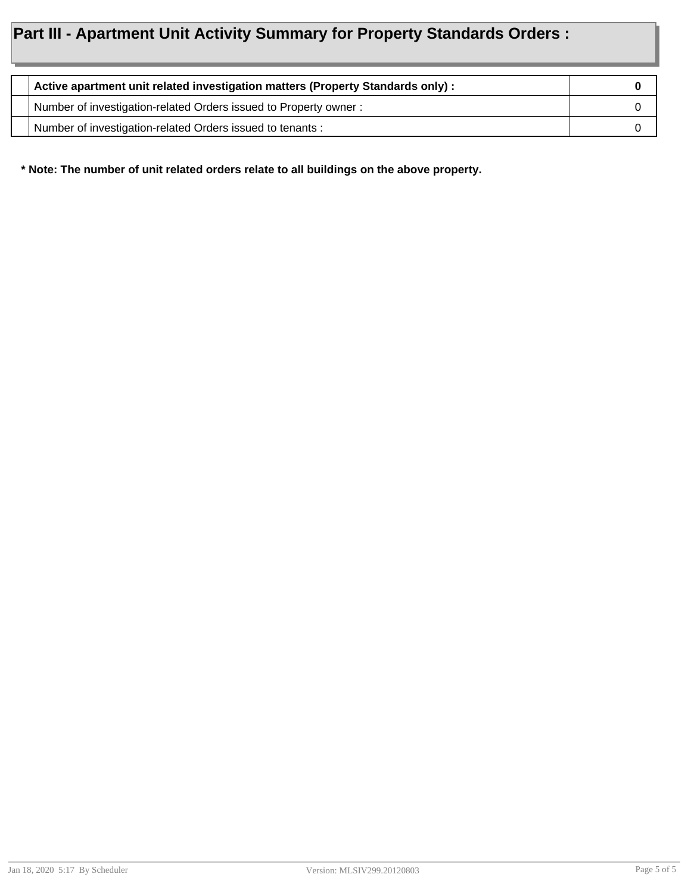# Part III - Apartment Unit Activity Summary for Property Standards Orders :

| | | |
|---|---|---|
| | **Active apartment unit related investigation matters (Property Standards only) :** | **0** |
| | Number of investigation-related Orders issued to Property owner : | 0 |
| | Number of investigation-related Orders issued to tenants : | 0 |

**\* Note: The number of unit related orders relate to all buildings on the above property.**